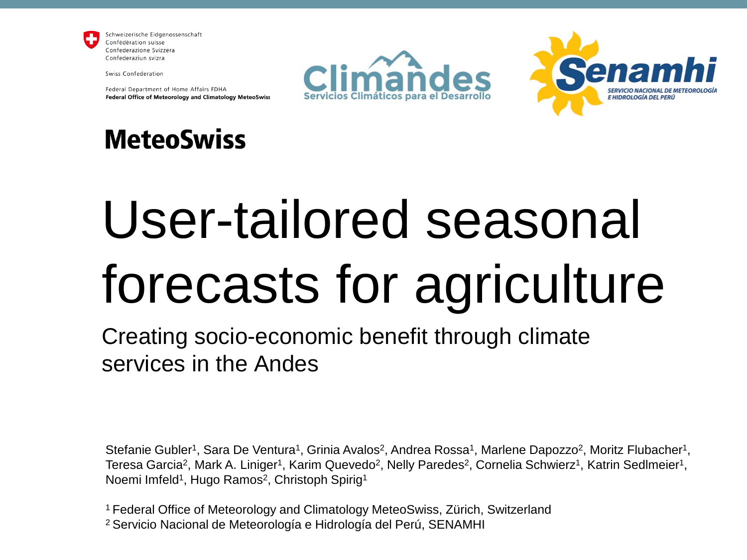Schweizerische Eidgenossenschaft
Confédération suisse
Confederazione Svizzera
Confederaziun svizra

Swiss Confederation

Federal Department of Home Affairs FDHA
**Federal Office of Meteorology and Climatology MeteoSwiss**

Climandes
Servicios Climáticos para el Desarrollo

Senamhi
SERVICIO NACIONAL DE METEOROLOGÍA E HIDROLOGÍA DEL PERÚ

**MeteoSwiss**

# User-tailored seasonal forecasts for agriculture

## Creating socio-economic benefit through climate services in the Andes

Stefanie Gubler[1], Sara De Ventura[1], Grinia Avalos[2], Andrea Rossa[1], Marlene Dapozzo[2], Moritz Flubacher[1], Teresa Garcia[2], Mark A. Liniger[1], Karim Quevedo[2], Nelly Paredes[2], Cornelia Schwierz[1], Katrin Sedlmeier[1], Noemi Imfeld[1], Hugo Ramos[2], Christoph Spirig[1]

[1] Federal Office of Meteorology and Climatology MeteoSwiss, Zürich, Switzerland
[2] Servicio Nacional de Meteorología e Hidrología del Perú, SENAMHI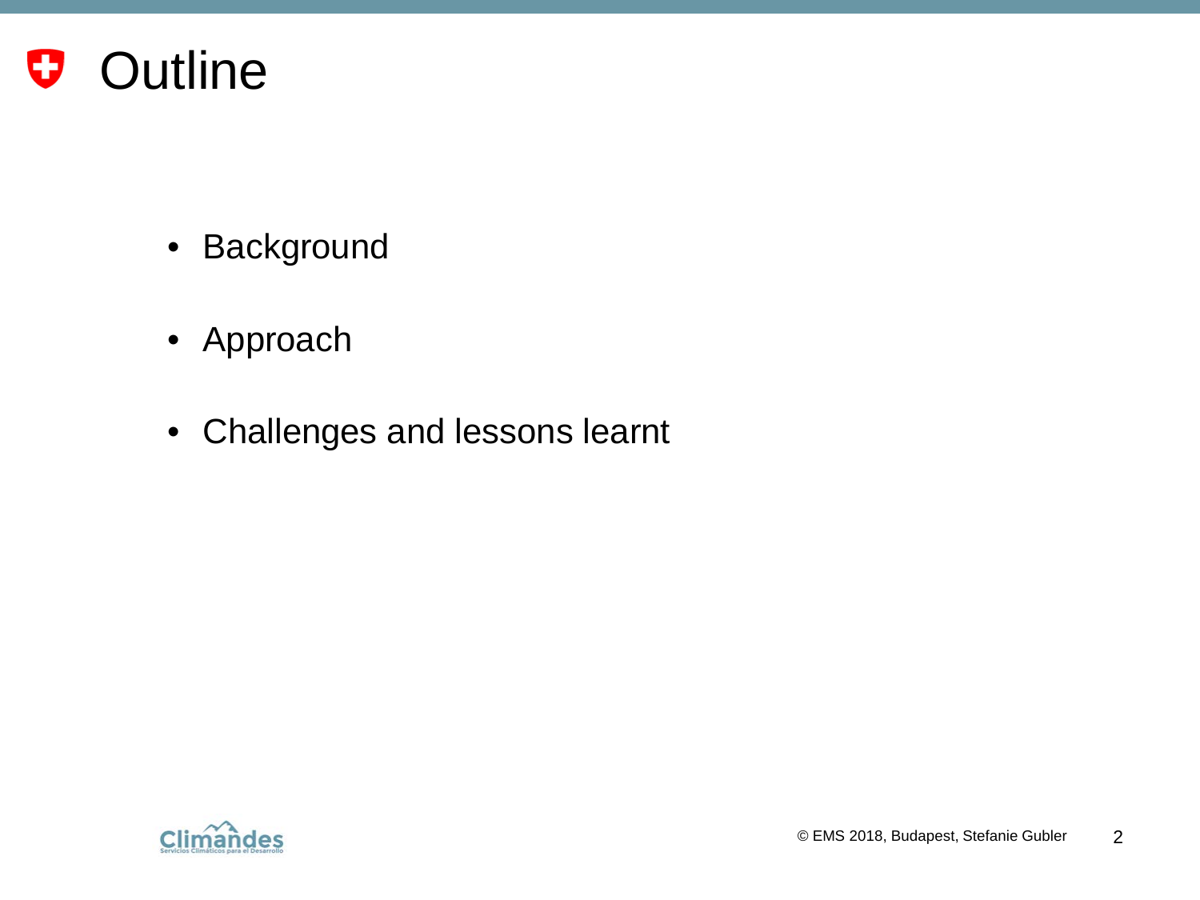# Outline

- Background
- Approach
- Challenges and lessons learnt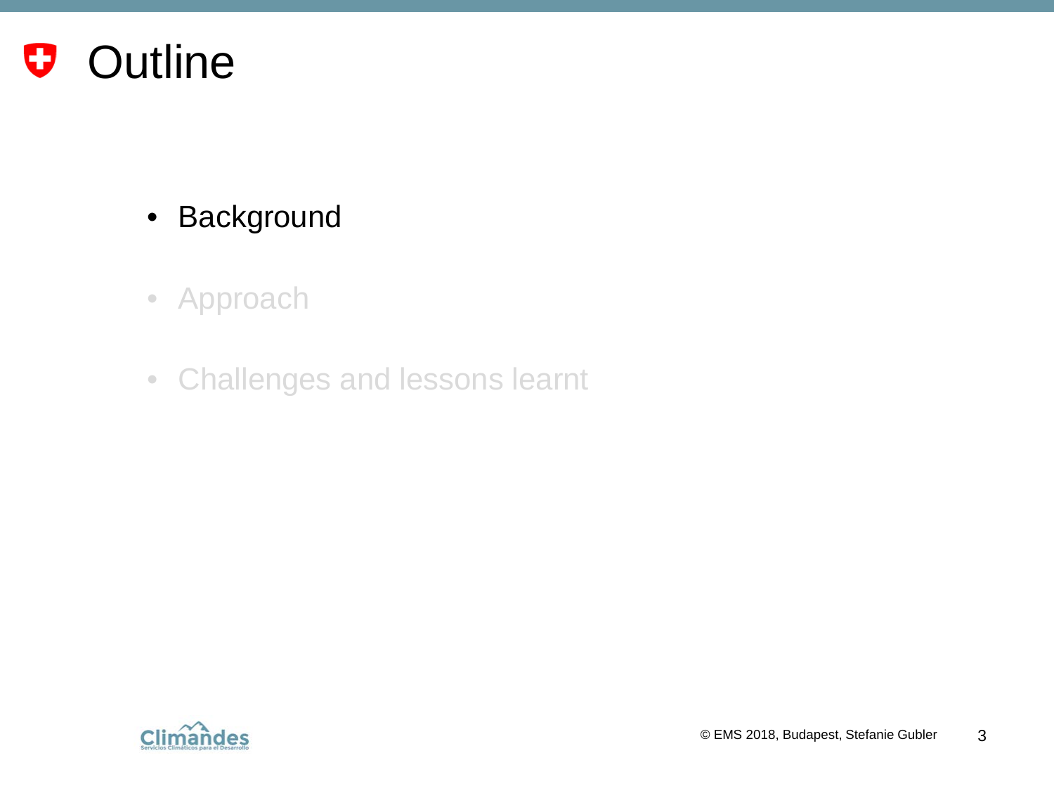# Outline

- Background
- Approach
- Challenges and lessons learnt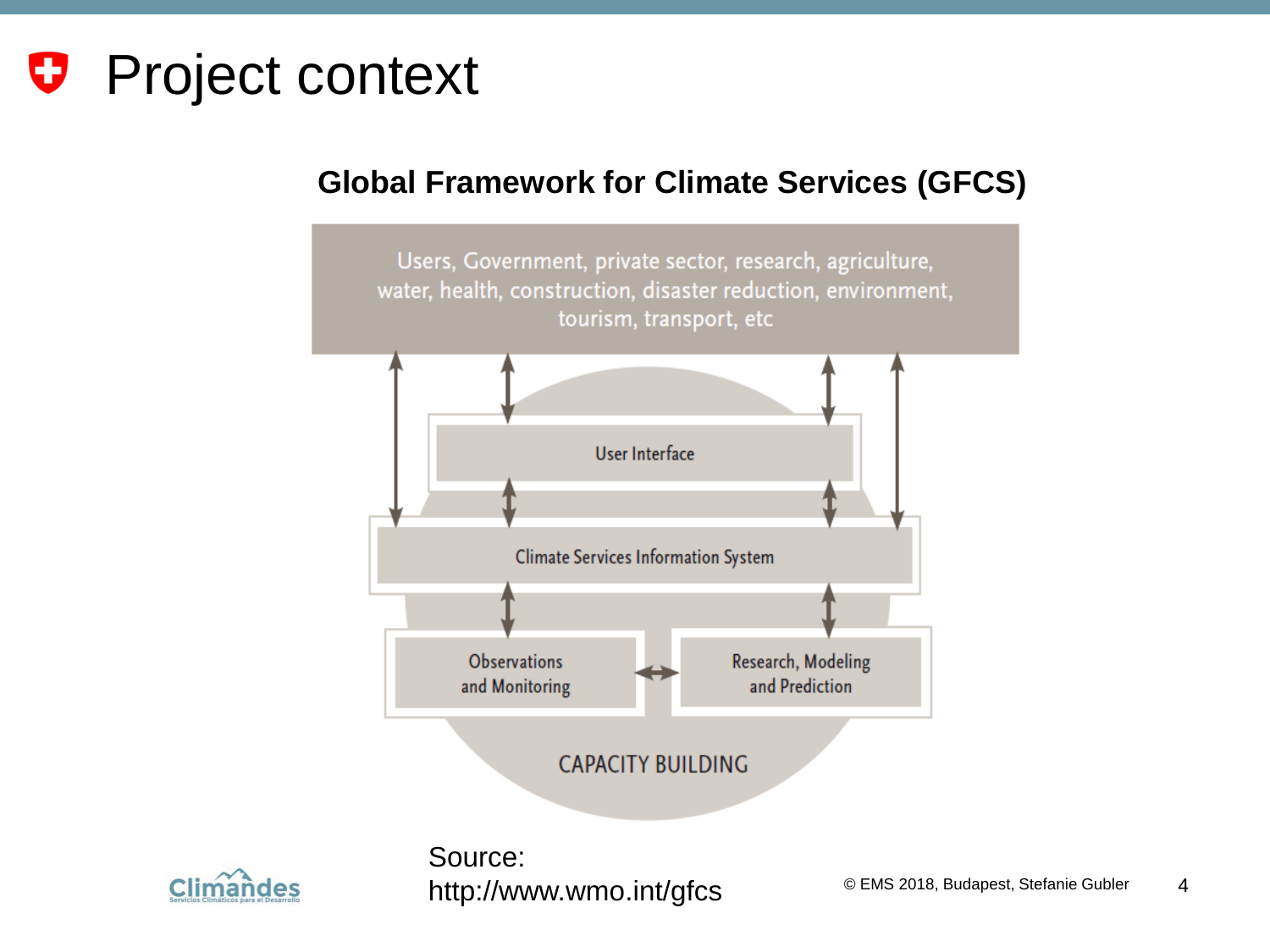# Project context

## Global Framework for Climate Services (GFCS)

Users, Government, private sector, research, agriculture, water, health, construction, disaster reduction, environment, tourism, transport, etc

User Interface

Climate Services Information System

Observations and Monitoring

Research, Modeling and Prediction

CAPACITY BUILDING

Source: http://www.wmo.int/gfcs

© EMS 2018, Budapest, Stefanie Gubler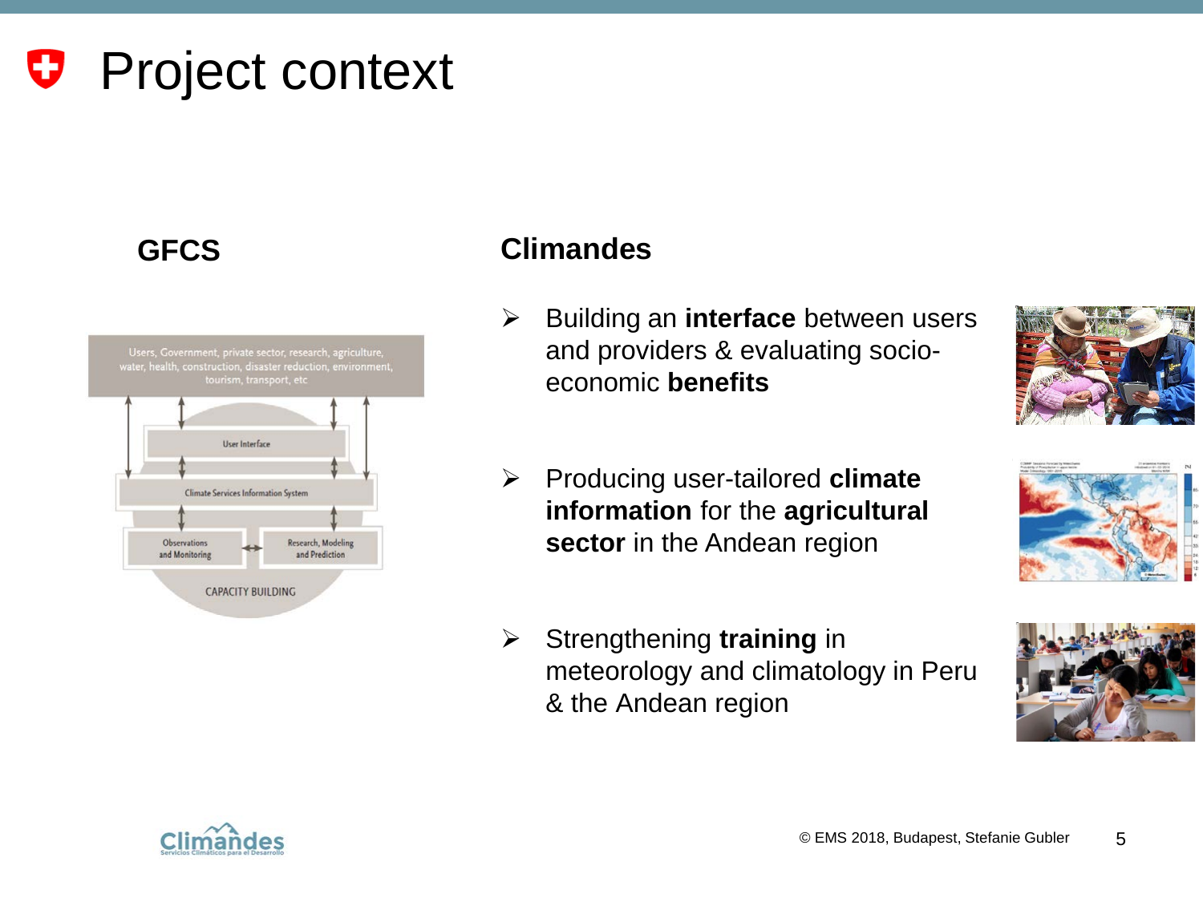# Project context

## GFCS

Users, Government, private sector, research, agriculture, water, health, construction, disaster reduction, environment, tourism, transport, etc

User Interface

Climate Services Information System

Observations and Monitoring

Research, Modeling and Prediction

CAPACITY BUILDING

## Climandes

- Building an **interface** between users and providers & evaluating socio-economic **benefits**
- Producing user-tailored **climate information** for the **agricultural sector** in the Andean region
- Strengthening **training** in meteorology and climatology in Peru & the Andean region

Climandes
Servicios Climáticos para el Desarrollo

© EMS 2018, Budapest, Stefanie Gubler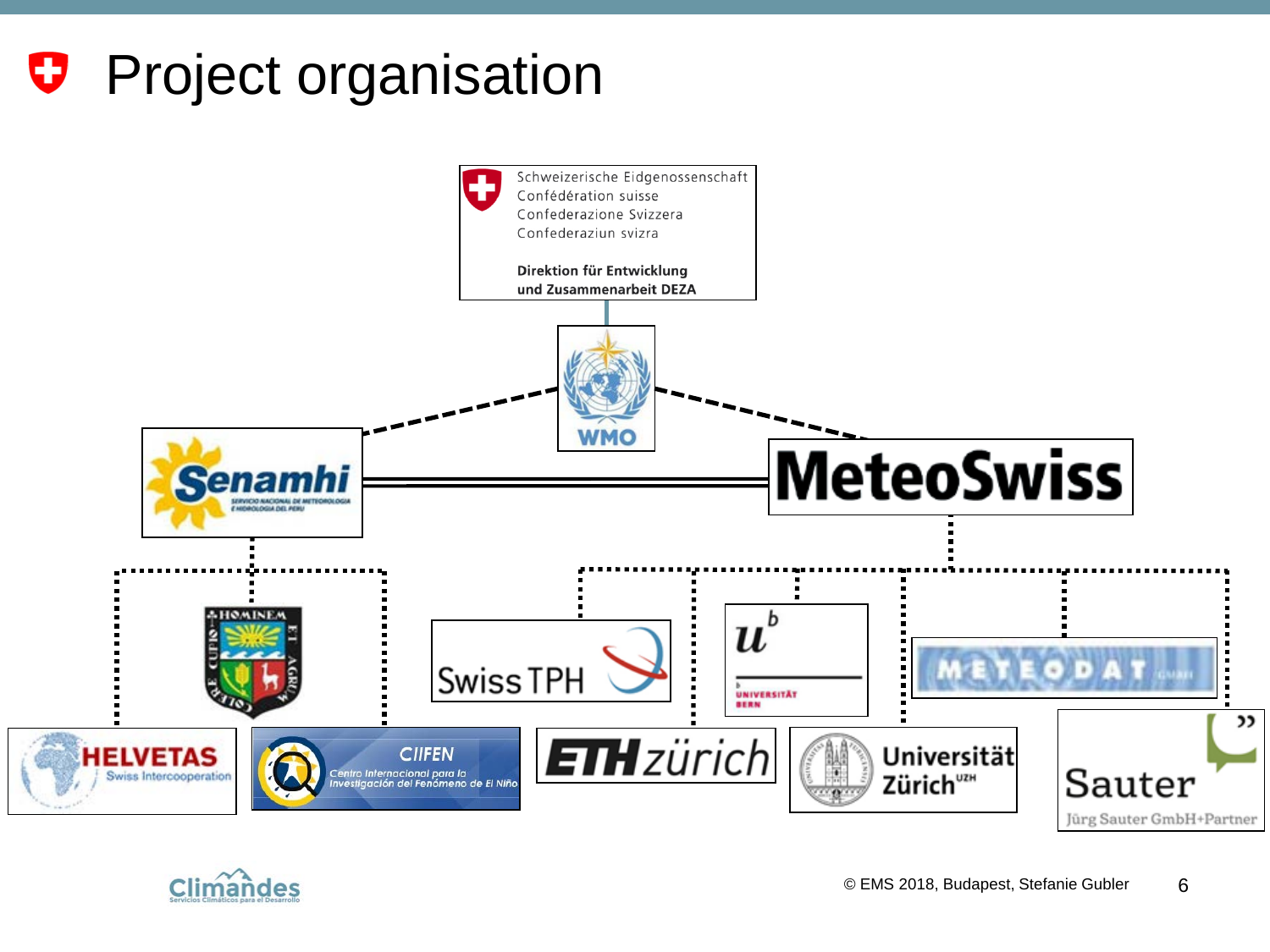# Project organisation

Schweizerische Eidgenossenschaft
Confédération suisse
Confederazione Svizzera
Confederaziun svizra

**Direktion für Entwicklung und Zusammenarbeit DEZA**

WMO

Senamhi

SERVICIO NACIONAL DE METEOROLOGÍA E HIDROLOGÍA DEL PERÚ

MeteoSwiss

HOMINEM ET AGRUM CUPIO FERRE

HELVETAS Swiss Intercooperation

CIIFEN

Centro Internacional para la Investigación del Fenómeno de El Niño

Swiss TPH

ETH zürich

$u^b$

UNIVERSITÄT BERN

Universität Zürich[UZH]

METEODAT GmbH

Sauter

Jürg Sauter GmbH+Partner

Climandes

Servicios Climáticos para el Desarrollo

© EMS 2018, Budapest, Stefanie Gubler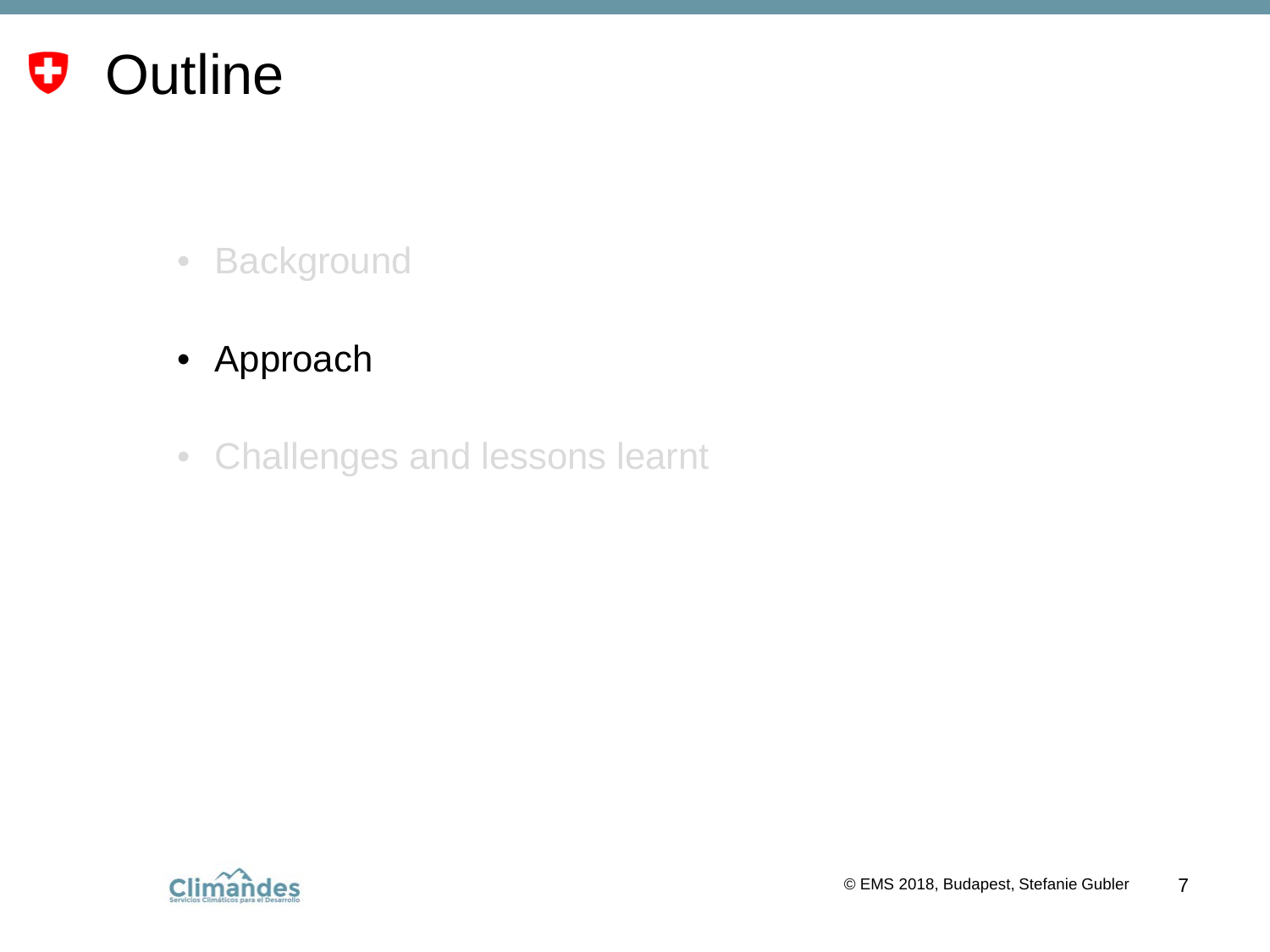# Outline

- Background
- Approach
- Challenges and lessons learnt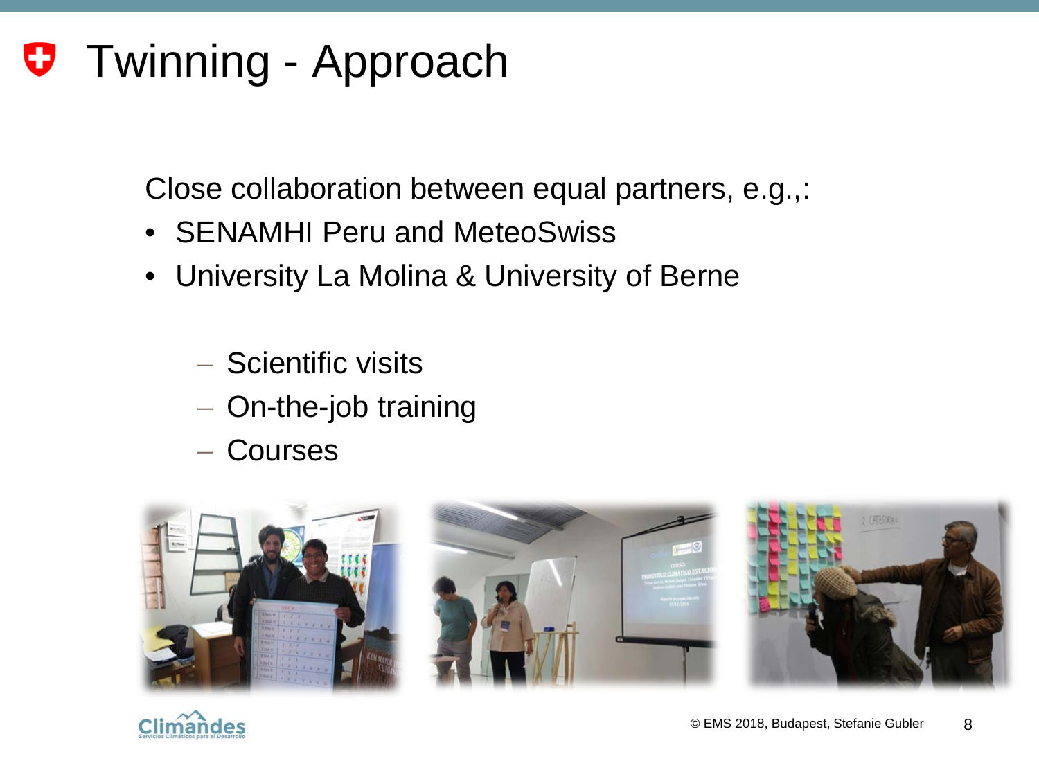# Twinning - Approach

Close collaboration between equal partners, e.g.,:

- SENAMHI Peru and MeteoSwiss
- University La Molina & University of Berne
  - Scientific visits
  - On-the-job training
  - Courses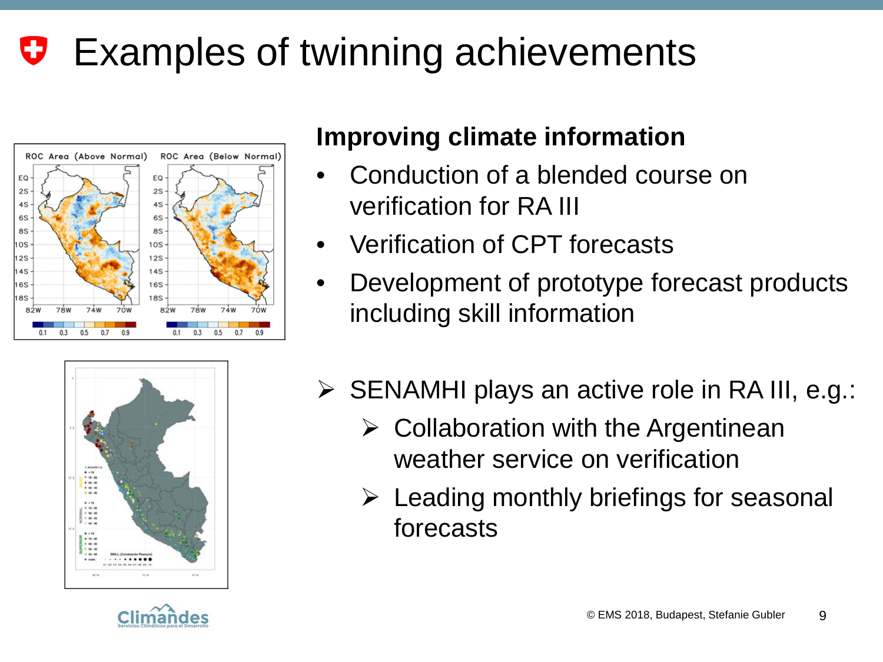# Examples of twinning achievements

ROC Area (Above Normal)

ROC Area (Below Normal)

EQ
2S
4S
6S
8S
10S
12S
14S
16S
18S

82W 78W 74W 70W

0.1 0.3 0.5 0.7 0.9

## Improving climate information

- Conduction of a blended course on verification for RA III
- Verification of CPT forecasts
- Development of prototype forecast products including skill information

➢ SENAMHI plays an active role in RA III, e.g.:

  ➢ Collaboration with the Argentinean weather service on verification

  ➢ Leading monthly briefings for seasonal forecasts

Climandes
Servicios Climáticos para el Desarrollo

© EMS 2018, Budapest, Stefanie Gubler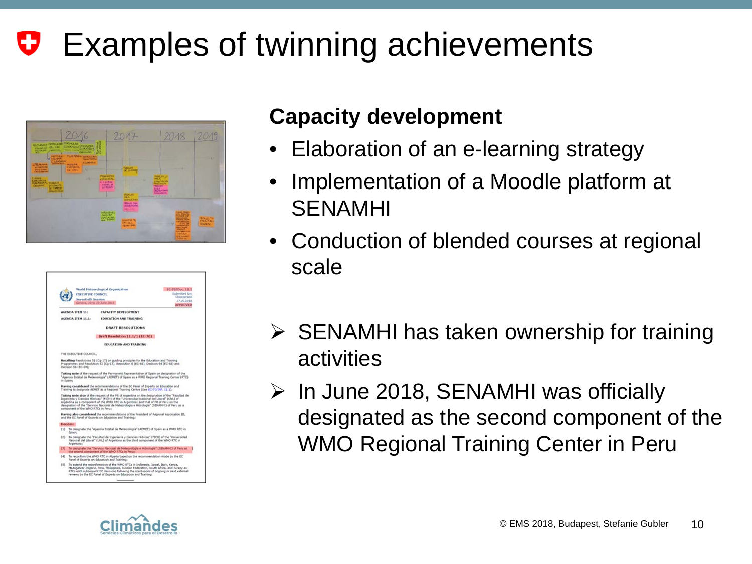# Examples of twinning achievements

## Capacity development

- Elaboration of an e-learning strategy
- Implementation of a Moodle platform at SENAMHI
- Conduction of blended courses at regional scale

➢ SENAMHI has taken ownership for training activities

➢ In June 2018, SENAMHI was officially designated as the second component of the WMO Regional Training Center in Peru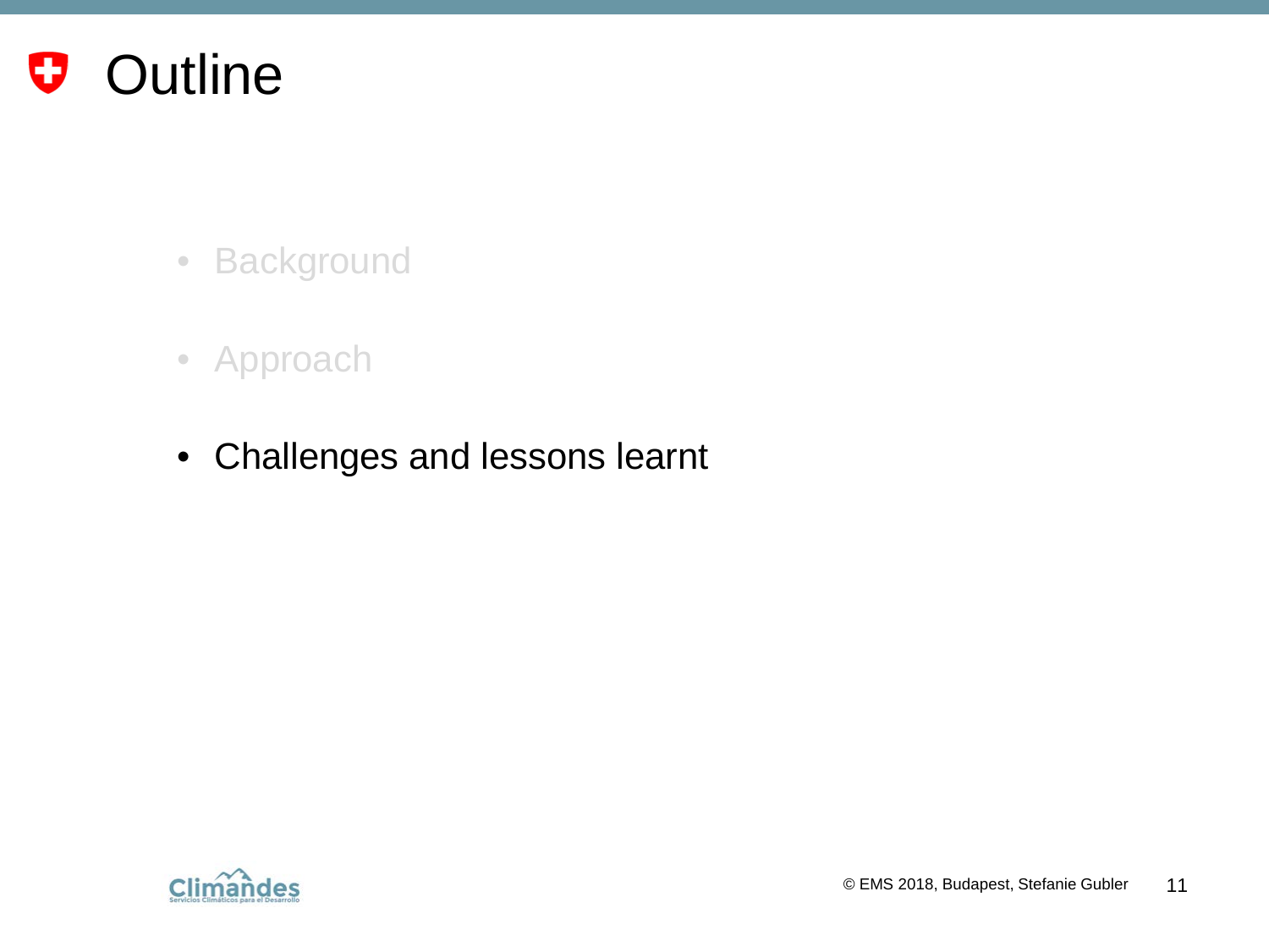# Outline

- Background
- Approach
- Challenges and lessons learnt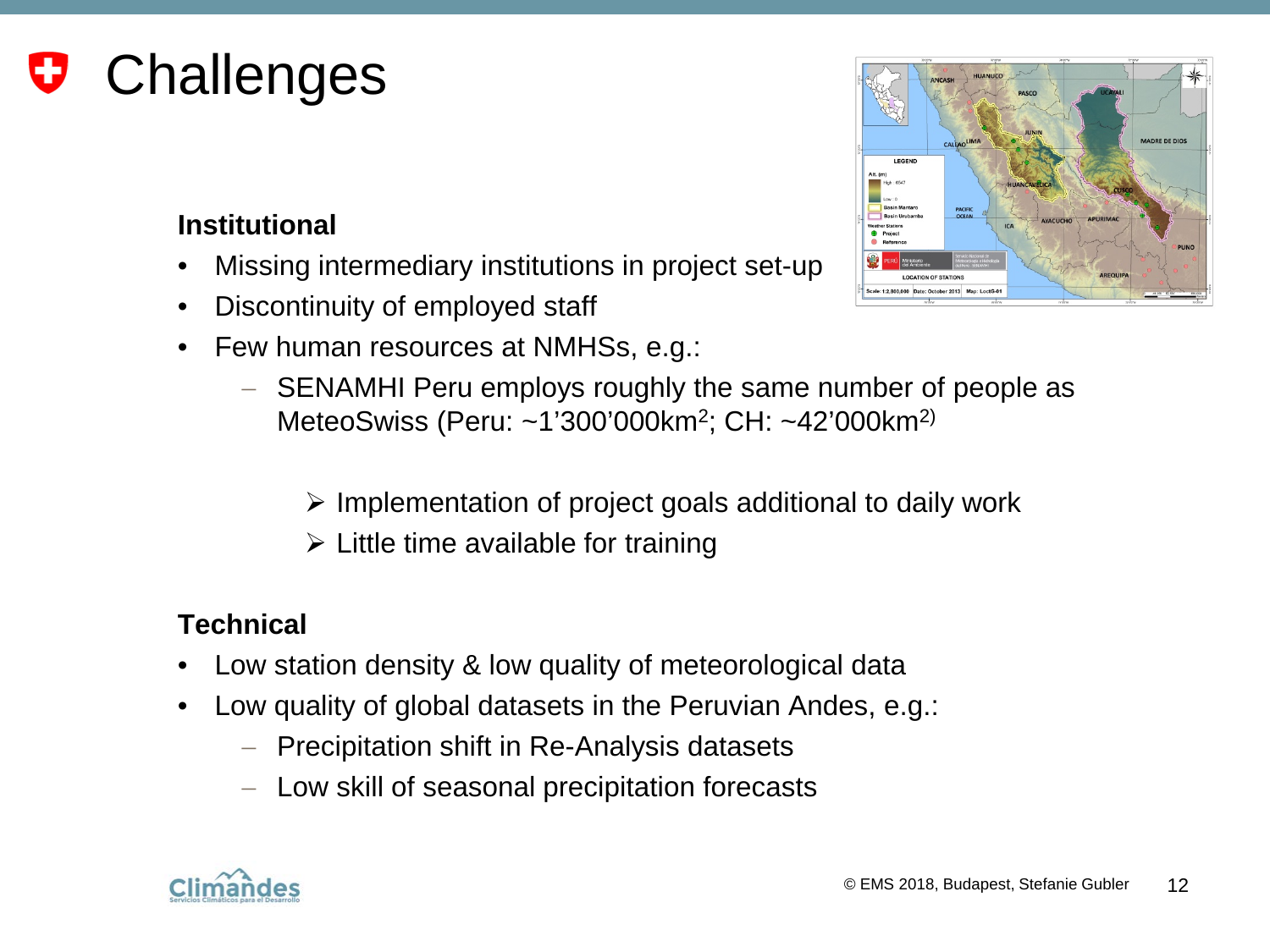# Challenges

### Institutional

- Missing intermediary institutions in project set-up
- Discontinuity of employed staff
- Few human resources at NMHSs, e.g.:
  - SENAMHI Peru employs roughly the same number of people as MeteoSwiss (Peru: ~1’300’000km$^2$; CH: ~42’000km$^2$)
    - ➢ Implementation of project goals additional to daily work
    - ➢ Little time available for training

### Technical

- Low station density & low quality of meteorological data
- Low quality of global datasets in the Peruvian Andes, e.g.:
  - Precipitation shift in Re-Analysis datasets
  - Low skill of seasonal precipitation forecasts

© EMS 2018, Budapest, Stefanie Gubler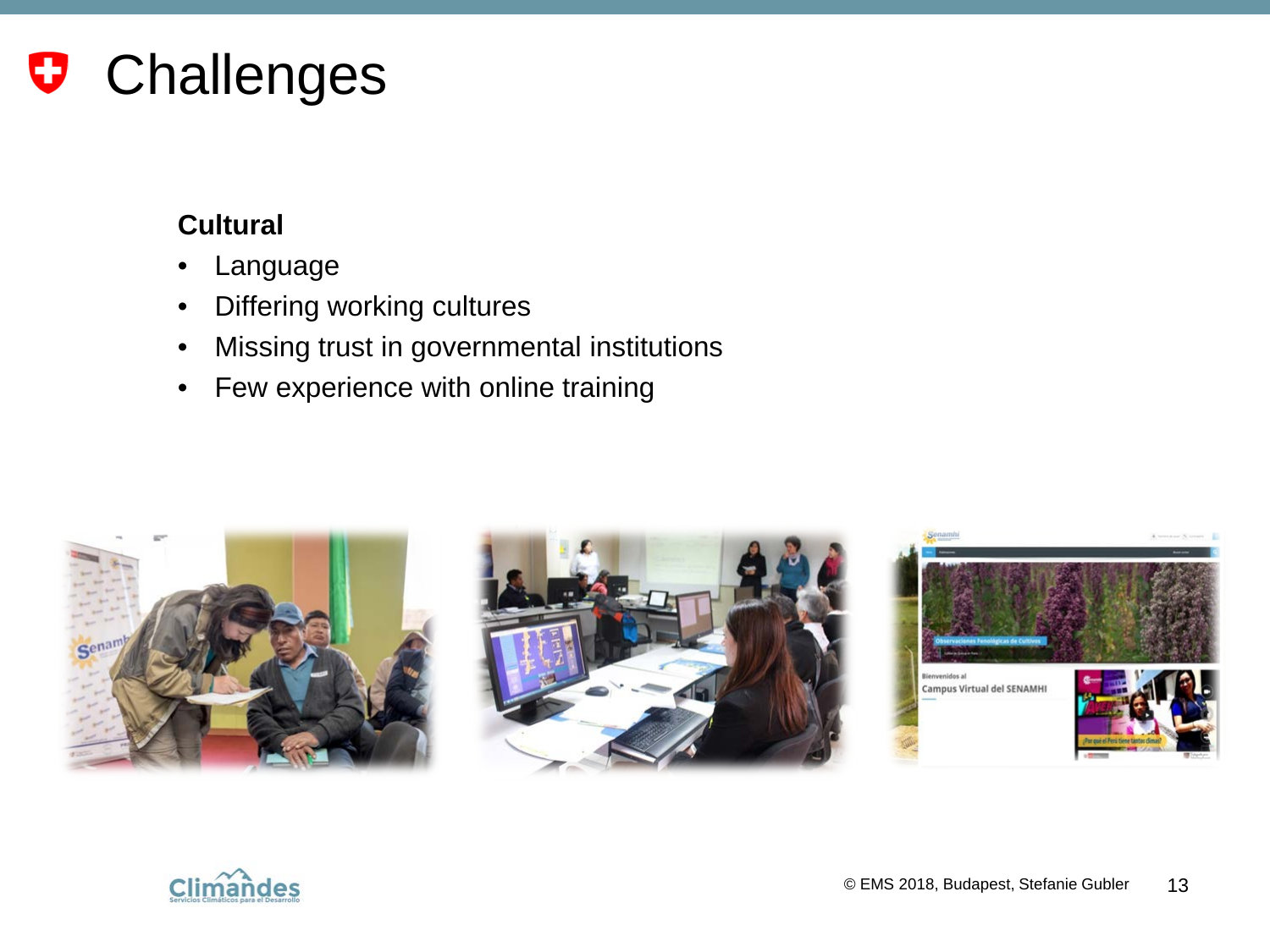# Challenges

**Cultural**

- Language
- Differing working cultures
- Missing trust in governmental institutions
- Few experience with online training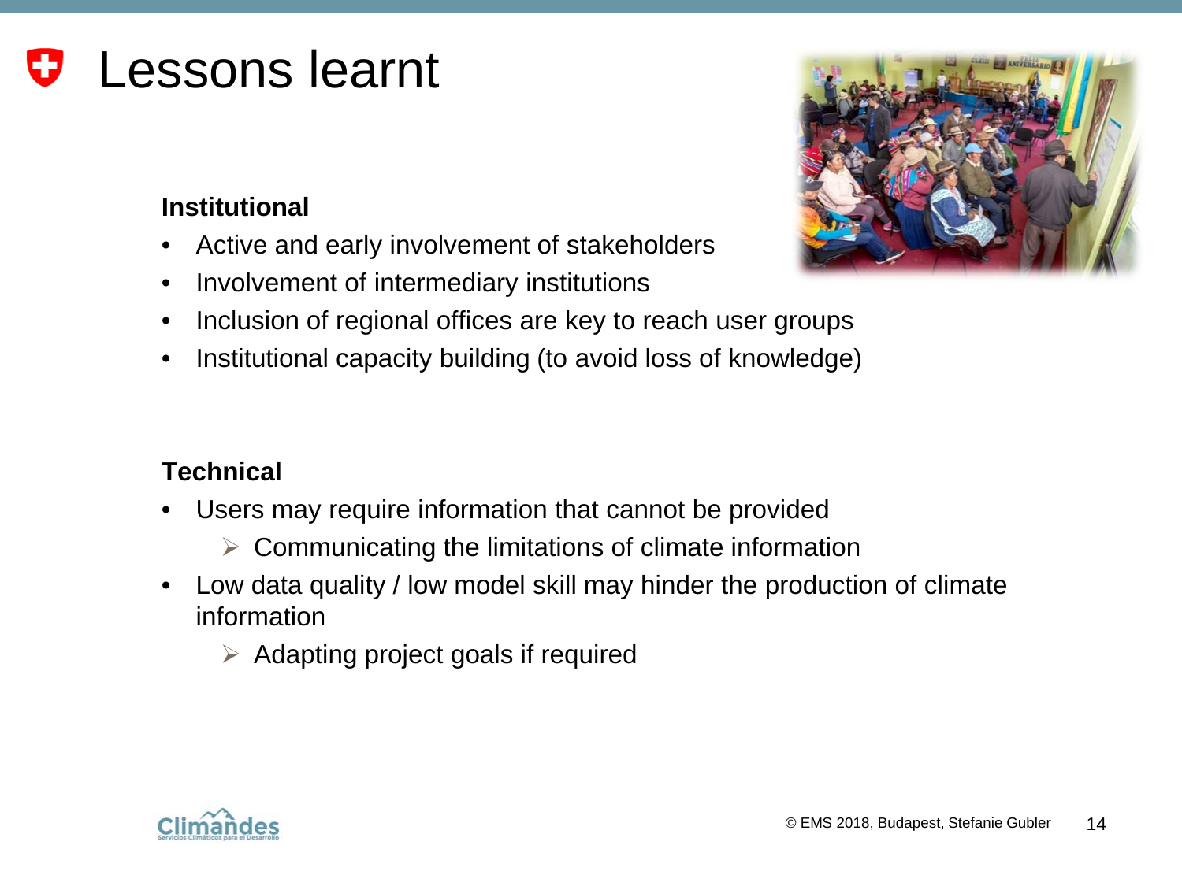# Lessons learnt

**Institutional**

- Active and early involvement of stakeholders
- Involvement of intermediary institutions
- Inclusion of regional offices are key to reach user groups
- Institutional capacity building (to avoid loss of knowledge)

**Technical**

- Users may require information that cannot be provided
  - ➢ Communicating the limitations of climate information
- Low data quality / low model skill may hinder the production of climate information
  - ➢ Adapting project goals if required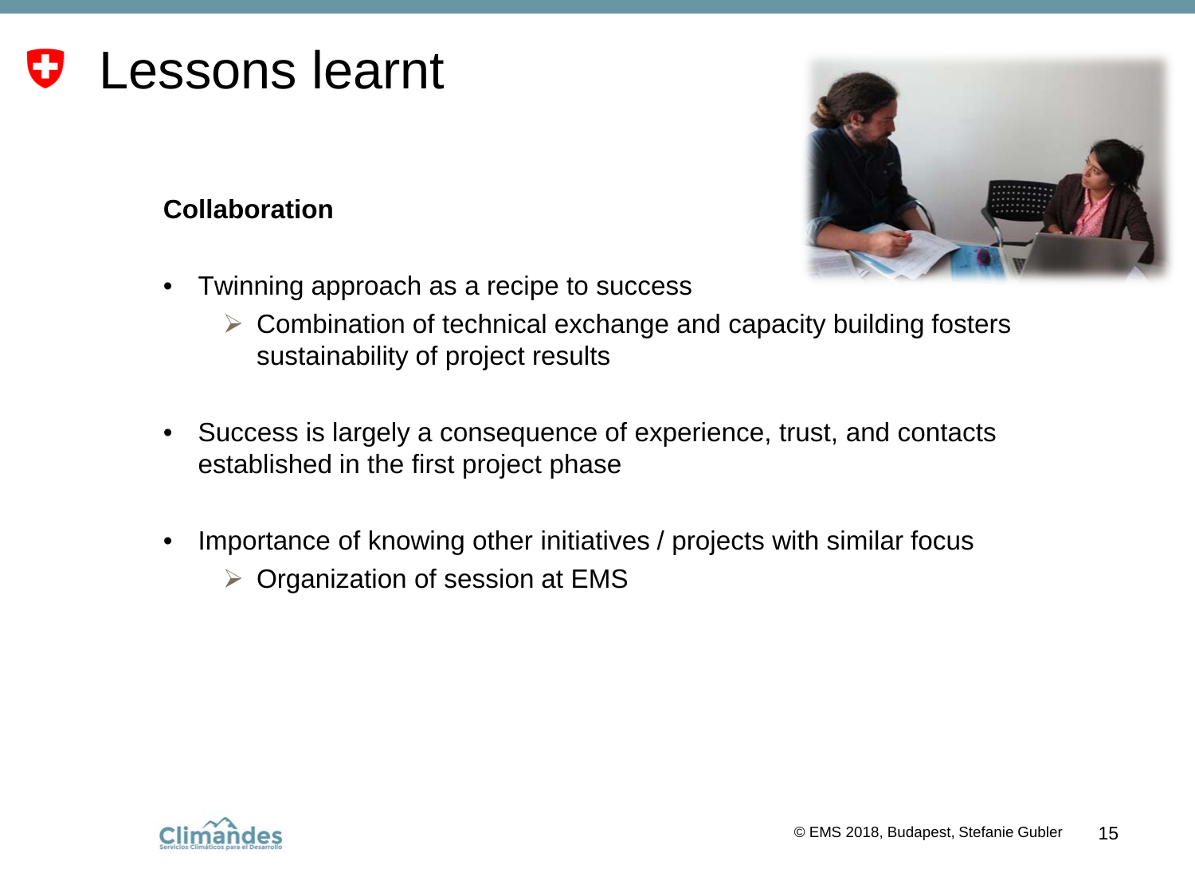# Lessons learnt

**Collaboration**

- Twinning approach as a recipe to success
  - Combination of technical exchange and capacity building fosters sustainability of project results

- Success is largely a consequence of experience, trust, and contacts established in the first project phase

- Importance of knowing other initiatives / projects with similar focus
  - Organization of session at EMS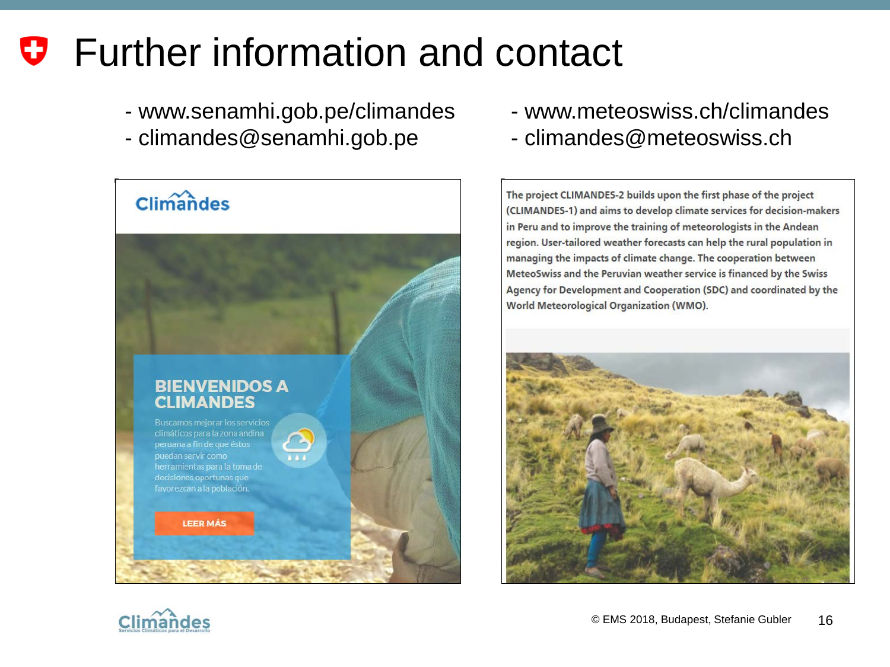# Further information and contact

- www.senamhi.gob.pe/climandes
- climandes@senamhi.gob.pe

- www.meteoswiss.ch/climandes
- climandes@meteoswiss.ch

Climandes

BIENVENIDOS A CLIMANDES

Buscamos mejorar los servicios climáticos para la zona andina peruana a fin de que éstos puedan servir como herramientas para la toma de decisiones oportunas que favorezcan a la población.

LEER MÁS

The project CLIMANDES-2 builds upon the first phase of the project (CLIMANDES-1) and aims to develop climate services for decision-makers in Peru and to improve the training of meteorologists in the Andean region. User-tailored weather forecasts can help the rural population in managing the impacts of climate change. The cooperation between MeteoSwiss and the Peruvian weather service is financed by the Swiss Agency for Development and Cooperation (SDC) and coordinated by the World Meteorological Organization (WMO).

Climandes
Servicios Climáticos para el Desarrollo

© EMS 2018, Budapest, Stefanie Gubler